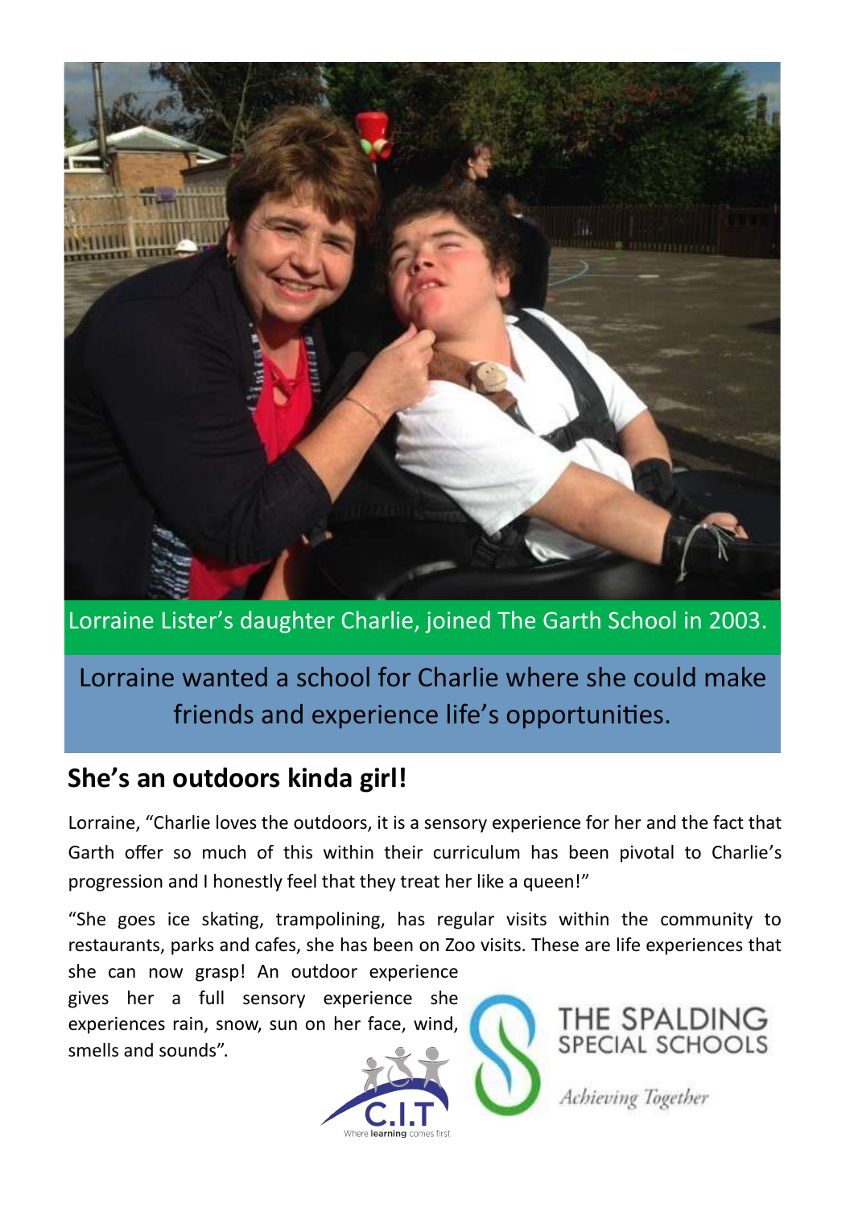Lorraine Lister's daughter Charlie, joined The Garth School in 2003.

Lorraine wanted a school for Charlie where she could make friends and experience life's opportunities.

## She's an outdoors kinda girl!

Lorraine, "Charlie loves the outdoors, it is a sensory experience for her and the fact that Garth offer so much of this within their curriculum has been pivotal to Charlie's progression and I honestly feel that they treat her like a queen!"

"She goes ice skating, trampolining, has regular visits within the community to restaurants, parks and cafes, she has been on Zoo visits. These are life experiences that she can now grasp! An outdoor experience gives her a full sensory experience she experiences rain, snow, sun on her face, wind, smells and sounds".

C.I.T Where learning comes first

THE SPALDING SPECIAL SCHOOLS

*Achieving Together*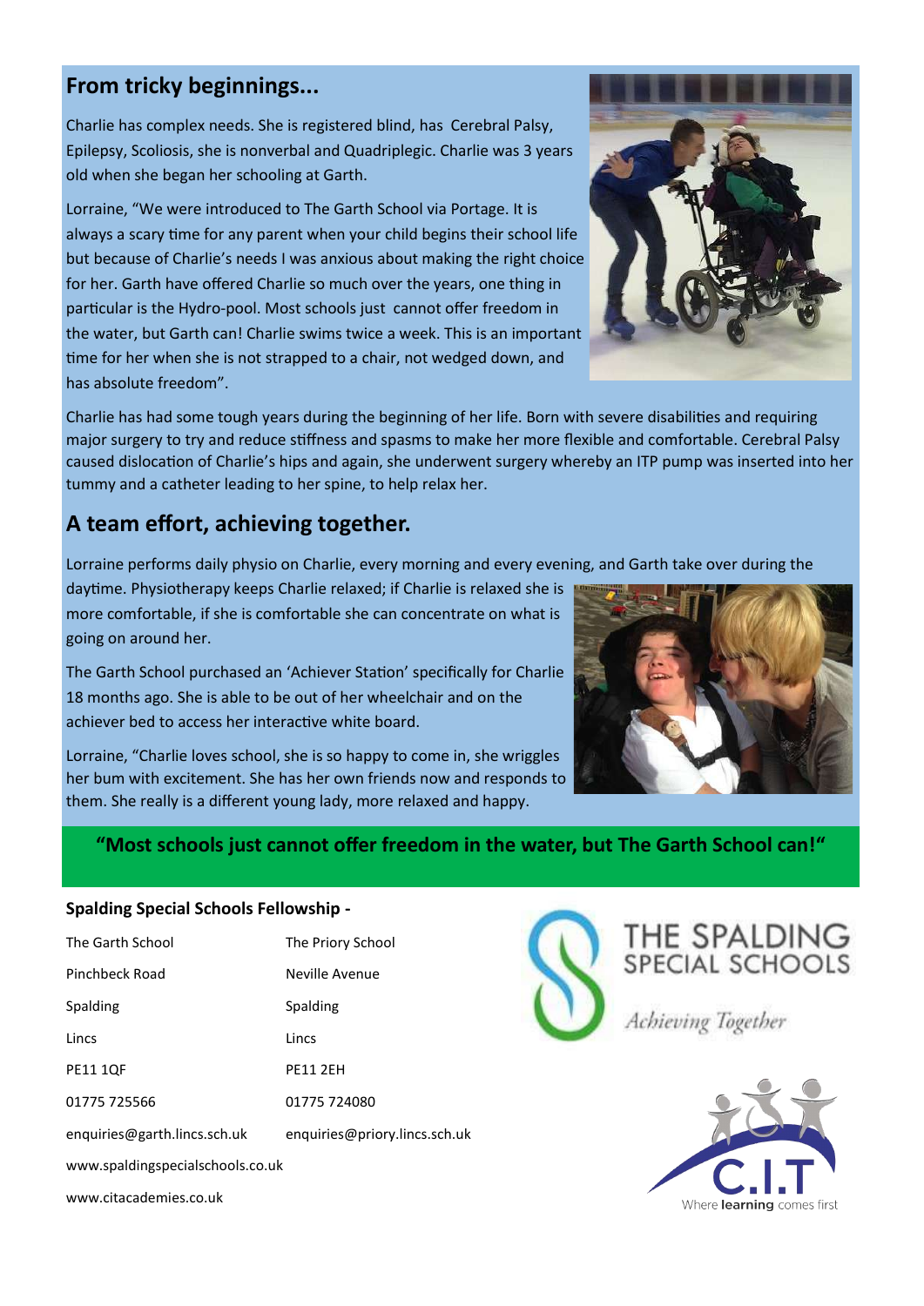## From tricky beginnings...

Charlie has complex needs. She is registered blind, has Cerebral Palsy, Epilepsy, Scoliosis, she is nonverbal and Quadriplegic. Charlie was 3 years old when she began her schooling at Garth.

Lorraine, "We were introduced to The Garth School via Portage. It is always a scary time for any parent when your child begins their school life but because of Charlie's needs I was anxious about making the right choice for her. Garth have offered Charlie so much over the years, one thing in particular is the Hydro-pool. Most schools just cannot offer freedom in the water, but Garth can! Charlie swims twice a week. This is an important time for her when she is not strapped to a chair, not wedged down, and has absolute freedom".

Charlie has had some tough years during the beginning of her life. Born with severe disabilities and requiring major surgery to try and reduce stiffness and spasms to make her more flexible and comfortable. Cerebral Palsy caused dislocation of Charlie's hips and again, she underwent surgery whereby an ITP pump was inserted into her tummy and a catheter leading to her spine, to help relax her.

## A team effort, achieving together.

Lorraine performs daily physio on Charlie, every morning and every evening, and Garth take over during the daytime. Physiotherapy keeps Charlie relaxed; if Charlie is relaxed she is more comfortable, if she is comfortable she can concentrate on what is going on around her.

The Garth School purchased an 'Achiever Station' specifically for Charlie 18 months ago. She is able to be out of her wheelchair and on the achiever bed to access her interactive white board.

Lorraine, "Charlie loves school, she is so happy to come in, she wriggles her bum with excitement. She has her own friends now and responds to them. She really is a different young lady, more relaxed and happy.

**"Most schools just cannot offer freedom in the water, but The Garth School can!"**

**Spalding Special Schools Fellowship -**

| | |
|---|---|
| The Garth School | The Priory School |
| Pinchbeck Road | Neville Avenue |
| Spalding | Spalding |
| Lincs | Lincs |
| PE11 1QF | PE11 2EH |
| 01775 725566 | 01775 724080 |
| enquiries@garth.lincs.sch.uk | enquiries@priory.lincs.sch.uk |

www.spaldingspecialschools.co.uk

www.citacademies.co.uk

THE SPALDING SPECIAL SCHOOLS

*Achieving Together*

C.I.T

Where **learning** comes first